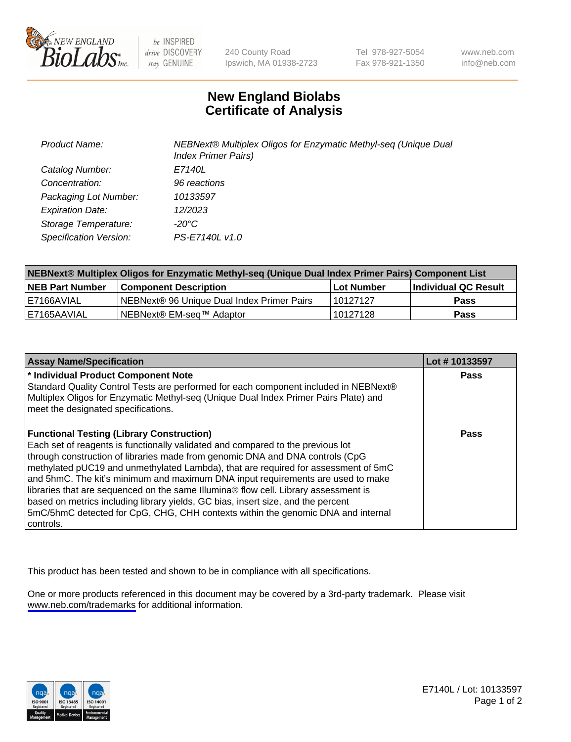New England BioLabs Inc. — be INSPIRED drive DISCOVERY stay GENUINE

240 County Road
Ipswich, MA 01938-2723

Tel 978-927-5054
Fax 978-921-1350

www.neb.com
info@neb.com

# New England Biolabs
# Certificate of Analysis

| | |
|---|---|
| *Product Name:* | *NEBNext® Multiplex Oligos for Enzymatic Methyl-seq (Unique Dual Index Primer Pairs)* |
| *Catalog Number:* | *E7140L* |
| *Concentration:* | *96 reactions* |
| *Packaging Lot Number:* | *10133597* |
| *Expiration Date:* | *12/2023* |
| *Storage Temperature:* | *-20°C* |
| *Specification Version:* | *PS-E7140L v1.0* |

| NEBNext® Multiplex Oligos for Enzymatic Methyl-seq (Unique Dual Index Primer Pairs) Component List | | | |
|---|---|---|---|
| **NEB Part Number** | **Component Description** | **Lot Number** | **Individual QC Result** |
| E7166AVIAL | NEBNext® 96 Unique Dual Index Primer Pairs | 10127127 | **Pass** |
| E7165AAVIAL | NEBNext® EM-seq™ Adaptor | 10127128 | **Pass** |

| Assay Name/Specification | Lot # 10133597 |
|---|---|
| **\* Individual Product Component Note**<br>Standard Quality Control Tests are performed for each component included in NEBNext® Multiplex Oligos for Enzymatic Methyl-seq (Unique Dual Index Primer Pairs Plate) and meet the designated specifications. | **Pass** |
| **Functional Testing (Library Construction)**<br>Each set of reagents is functionally validated and compared to the previous lot through construction of libraries made from genomic DNA and DNA controls (CpG methylated pUC19 and unmethylated Lambda), that are required for assessment of 5mC and 5hmC. The kit's minimum and maximum DNA input requirements are used to make libraries that are sequenced on the same Illumina® flow cell. Library assessment is based on metrics including library yields, GC bias, insert size, and the percent 5mC/5hmC detected for CpG, CHG, CHH contexts within the genomic DNA and internal controls. | **Pass** |

This product has been tested and shown to be in compliance with all specifications.

One or more products referenced in this document may be covered by a 3rd-party trademark. Please visit www.neb.com/trademarks for additional information.

E7140L / Lot: 10133597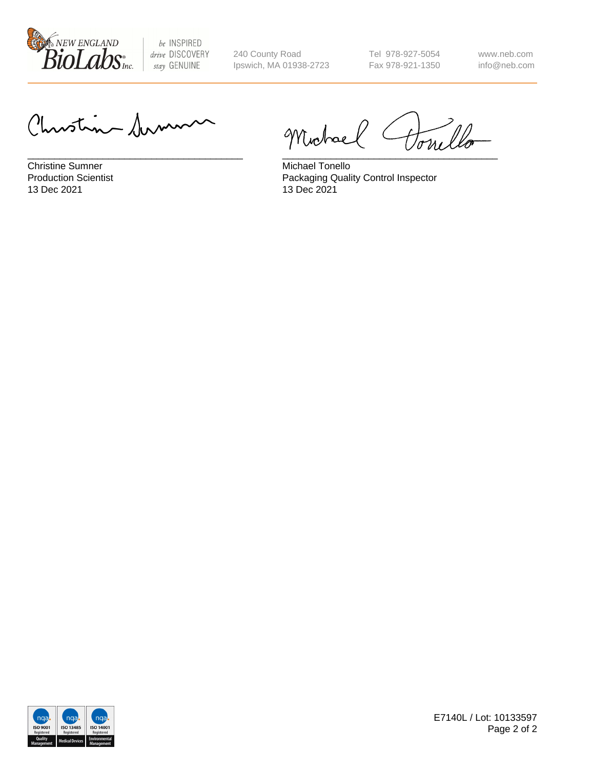Christine Sumner
Production Scientist
13 Dec 2021

Michael Tonello
Packaging Quality Control Inspector
13 Dec 2021

E7140L / Lot: 10133597